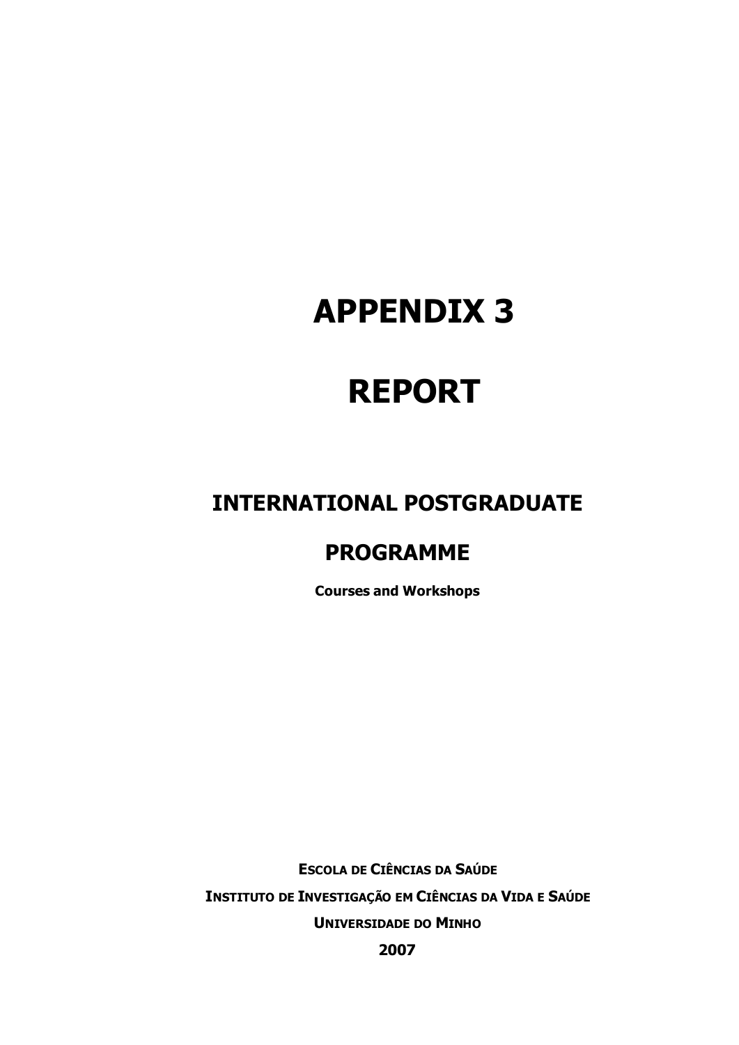# APPENDIX 3

# REPORT

## INTERNATIONAL POSTGRADUATE PROGRAMME

**Courses and Workshops**

**Escola de Ciências da Saúde**

**Instituto de Investigação em Ciências da Vida e Saúde**

**Universidade do Minho**

**2007**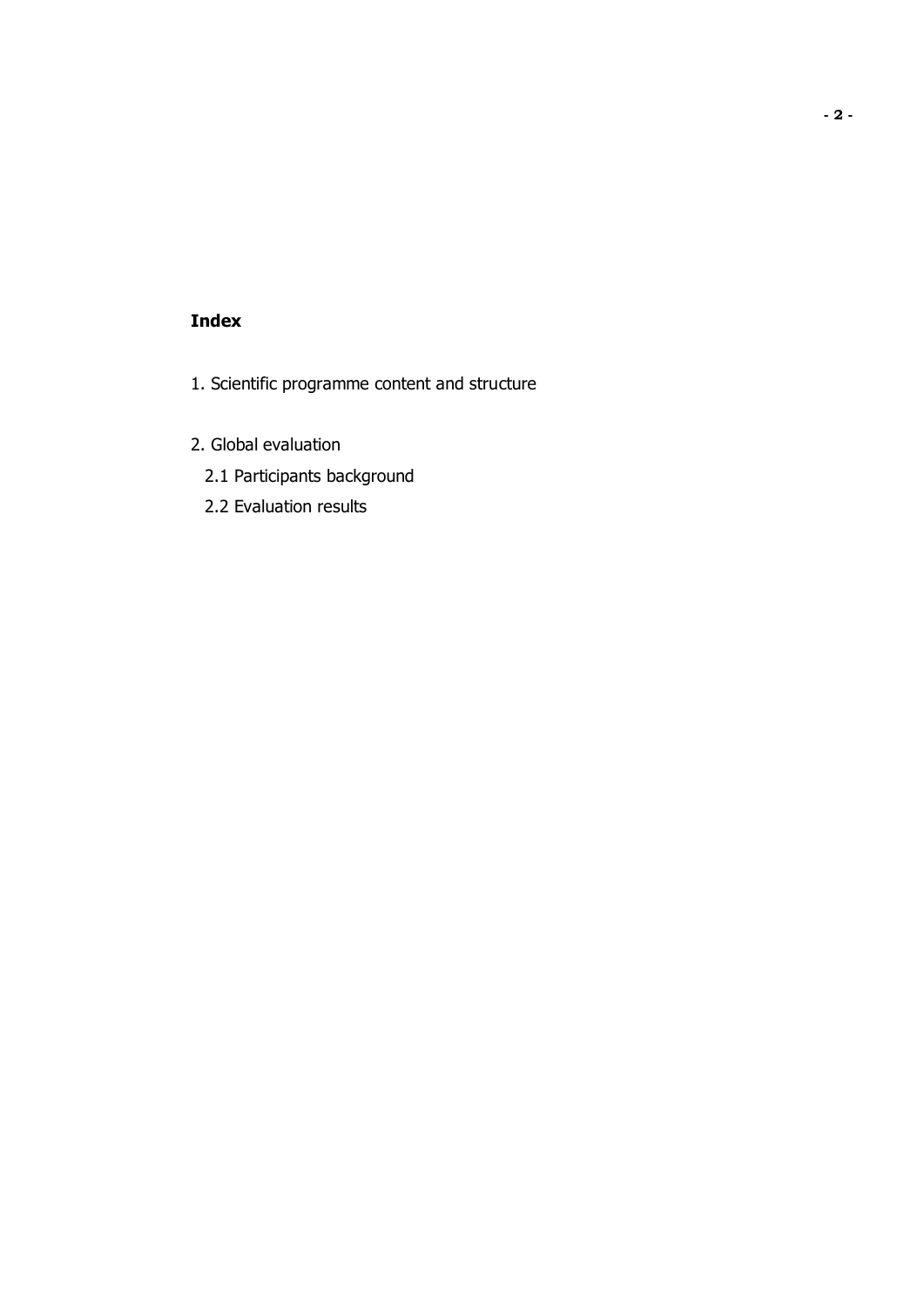**Index**

1. Scientific programme content and structure

2. Global evaluation
   - 2.1 Participants background
   - 2.2 Evaluation results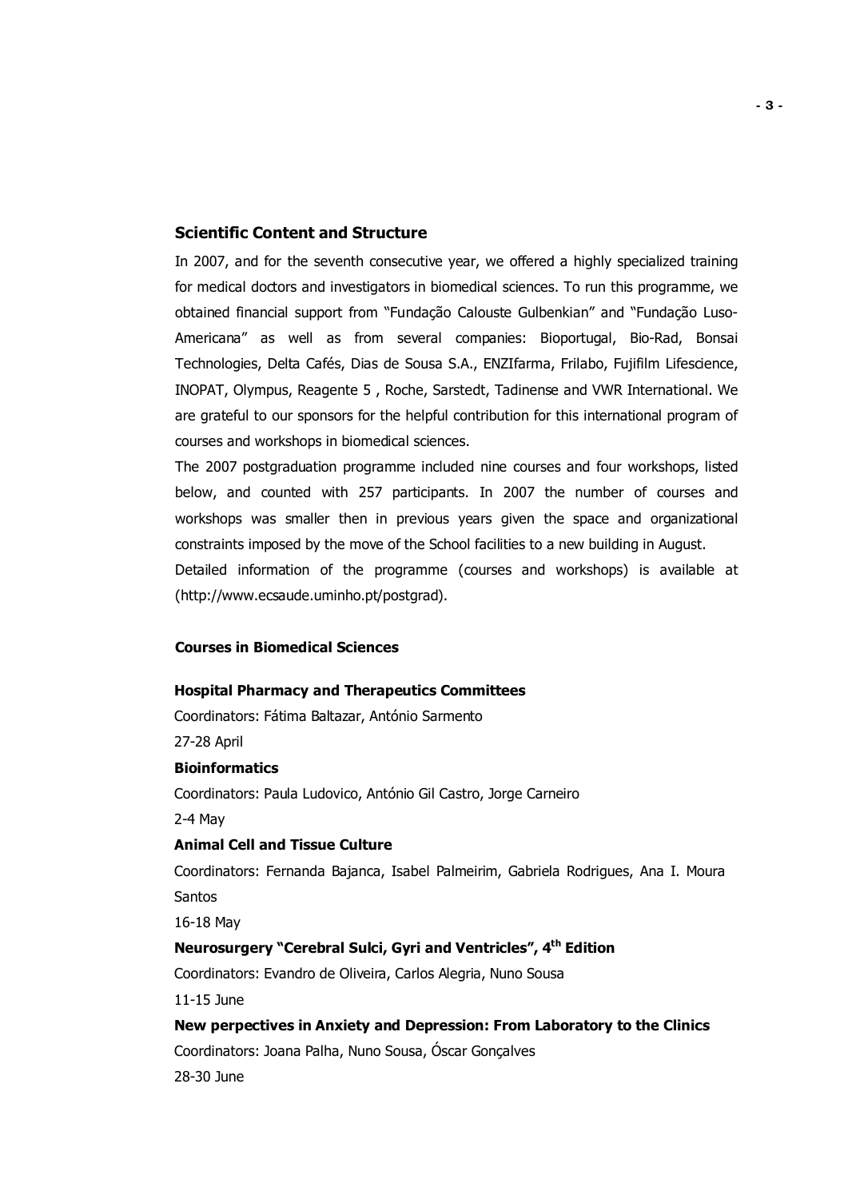## Scientific Content and Structure

In 2007, and for the seventh consecutive year, we offered a highly specialized training for medical doctors and investigators in biomedical sciences. To run this programme, we obtained financial support from "Fundação Calouste Gulbenkian" and "Fundação Luso-Americana" as well as from several companies: Bioportugal, Bio-Rad, Bonsai Technologies, Delta Cafés, Dias de Sousa S.A., ENZIfarma, Frilabo, Fujifilm Lifescience, INOPAT, Olympus, Reagente 5 , Roche, Sarstedt, Tadinense and VWR International. We are grateful to our sponsors for the helpful contribution for this international program of courses and workshops in biomedical sciences.

The 2007 postgraduation programme included nine courses and four workshops, listed below, and counted with 257 participants. In 2007 the number of courses and workshops was smaller then in previous years given the space and organizational constraints imposed by the move of the School facilities to a new building in August.

Detailed information of the programme (courses and workshops) is available at (http://www.ecsaude.uminho.pt/postgrad).

### Courses in Biomedical Sciences

**Hospital Pharmacy and Therapeutics Committees**

Coordinators: Fátima Baltazar, António Sarmento

27-28 April

**Bioinformatics**

Coordinators: Paula Ludovico, António Gil Castro, Jorge Carneiro

2-4 May

**Animal Cell and Tissue Culture**

Coordinators: Fernanda Bajanca, Isabel Palmeirim, Gabriela Rodrigues, Ana I. Moura Santos

16-18 May

**Neurosurgery "Cerebral Sulci, Gyri and Ventricles", 4th Edition**

Coordinators: Evandro de Oliveira, Carlos Alegria, Nuno Sousa

11-15 June

**New perpectives in Anxiety and Depression: From Laboratory to the Clinics**

Coordinators: Joana Palha, Nuno Sousa, Óscar Gonçalves

28-30 June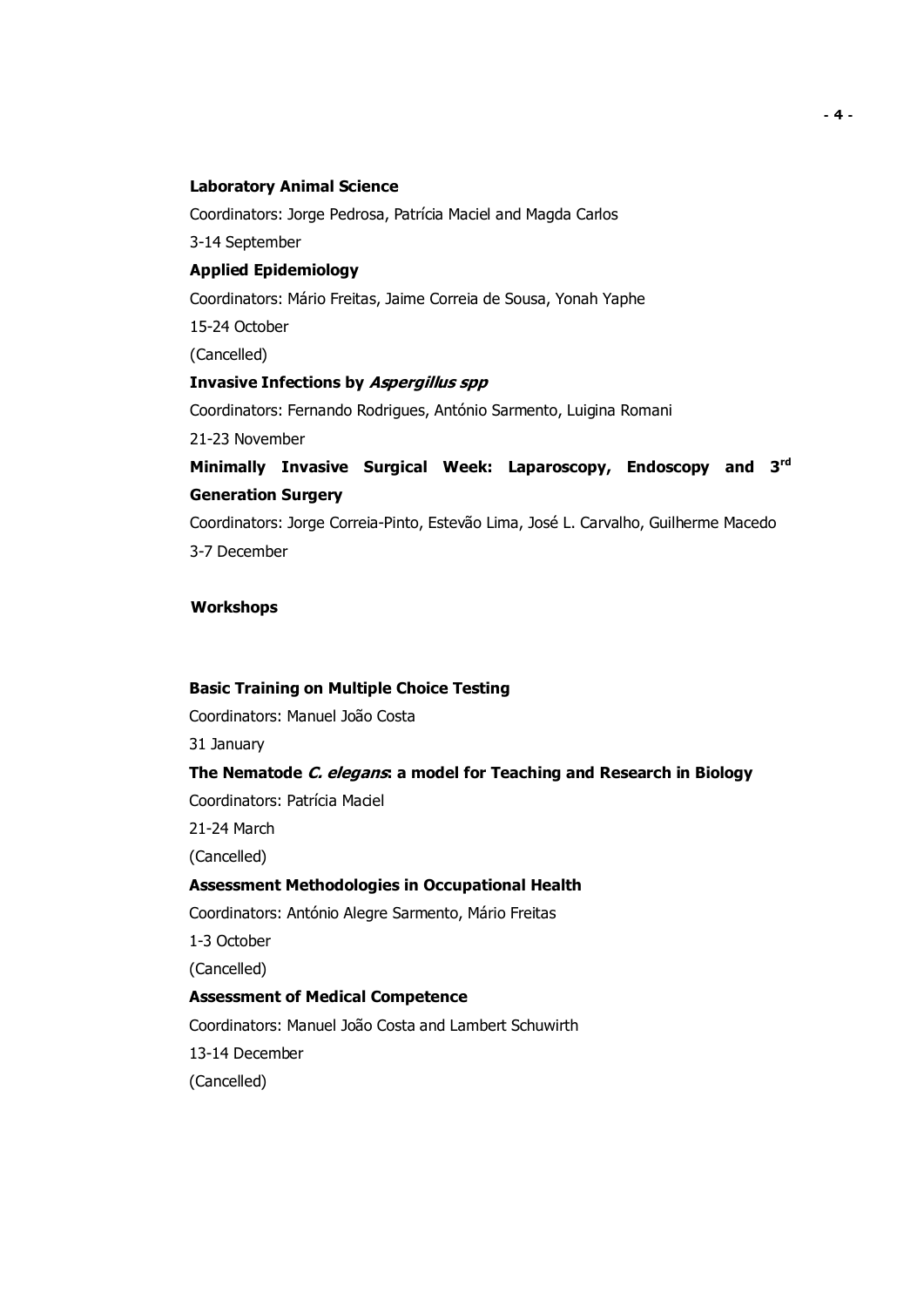**Laboratory Animal Science**

Coordinators: Jorge Pedrosa, Patrícia Maciel and Magda Carlos

3-14 September

**Applied Epidemiology**

Coordinators: Mário Freitas, Jaime Correia de Sousa, Yonah Yaphe

15-24 October

(Cancelled)

**Invasive Infections by *Aspergillus spp***

Coordinators: Fernando Rodrigues, António Sarmento, Luigina Romani

21-23 November

**Minimally Invasive Surgical Week: Laparoscopy, Endoscopy and 3rd Generation Surgery**

Coordinators: Jorge Correia-Pinto, Estevão Lima, José L. Carvalho, Guilherme Macedo

3-7 December

**Workshops**

**Basic Training on Multiple Choice Testing**

Coordinators: Manuel João Costa

31 January

**The Nematode *C. elegans*: a model for Teaching and Research in Biology**

Coordinators: Patrícia Maciel

21-24 March

(Cancelled)

**Assessment Methodologies in Occupational Health**

Coordinators: António Alegre Sarmento, Mário Freitas

1-3 October

(Cancelled)

**Assessment of Medical Competence**

Coordinators: Manuel João Costa and Lambert Schuwirth

13-14 December

(Cancelled)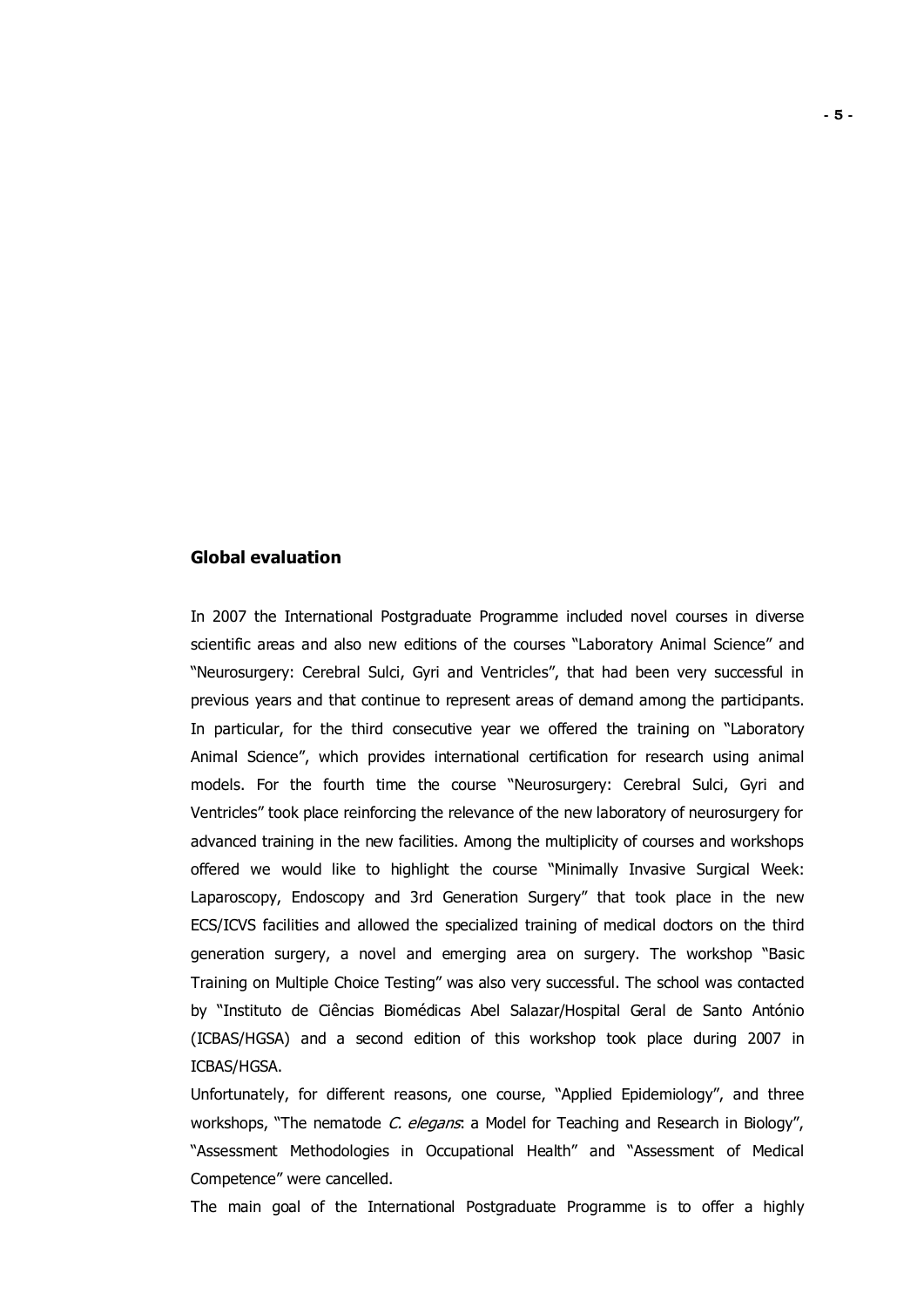## Global evaluation

In 2007 the International Postgraduate Programme included novel courses in diverse scientific areas and also new editions of the courses "Laboratory Animal Science" and "Neurosurgery: Cerebral Sulci, Gyri and Ventricles", that had been very successful in previous years and that continue to represent areas of demand among the participants. In particular, for the third consecutive year we offered the training on "Laboratory Animal Science", which provides international certification for research using animal models. For the fourth time the course "Neurosurgery: Cerebral Sulci, Gyri and Ventricles" took place reinforcing the relevance of the new laboratory of neurosurgery for advanced training in the new facilities. Among the multiplicity of courses and workshops offered we would like to highlight the course "Minimally Invasive Surgical Week: Laparoscopy, Endoscopy and 3rd Generation Surgery" that took place in the new ECS/ICVS facilities and allowed the specialized training of medical doctors on the third generation surgery, a novel and emerging area on surgery. The workshop "Basic Training on Multiple Choice Testing" was also very successful. The school was contacted by "Instituto de Ciências Biomédicas Abel Salazar/Hospital Geral de Santo António (ICBAS/HGSA) and a second edition of this workshop took place during 2007 in ICBAS/HGSA.

Unfortunately, for different reasons, one course, "Applied Epidemiology", and three workshops, "The nematode *C. elegans*: a Model for Teaching and Research in Biology", "Assessment Methodologies in Occupational Health" and "Assessment of Medical Competence" were cancelled.

The main goal of the International Postgraduate Programme is to offer a highly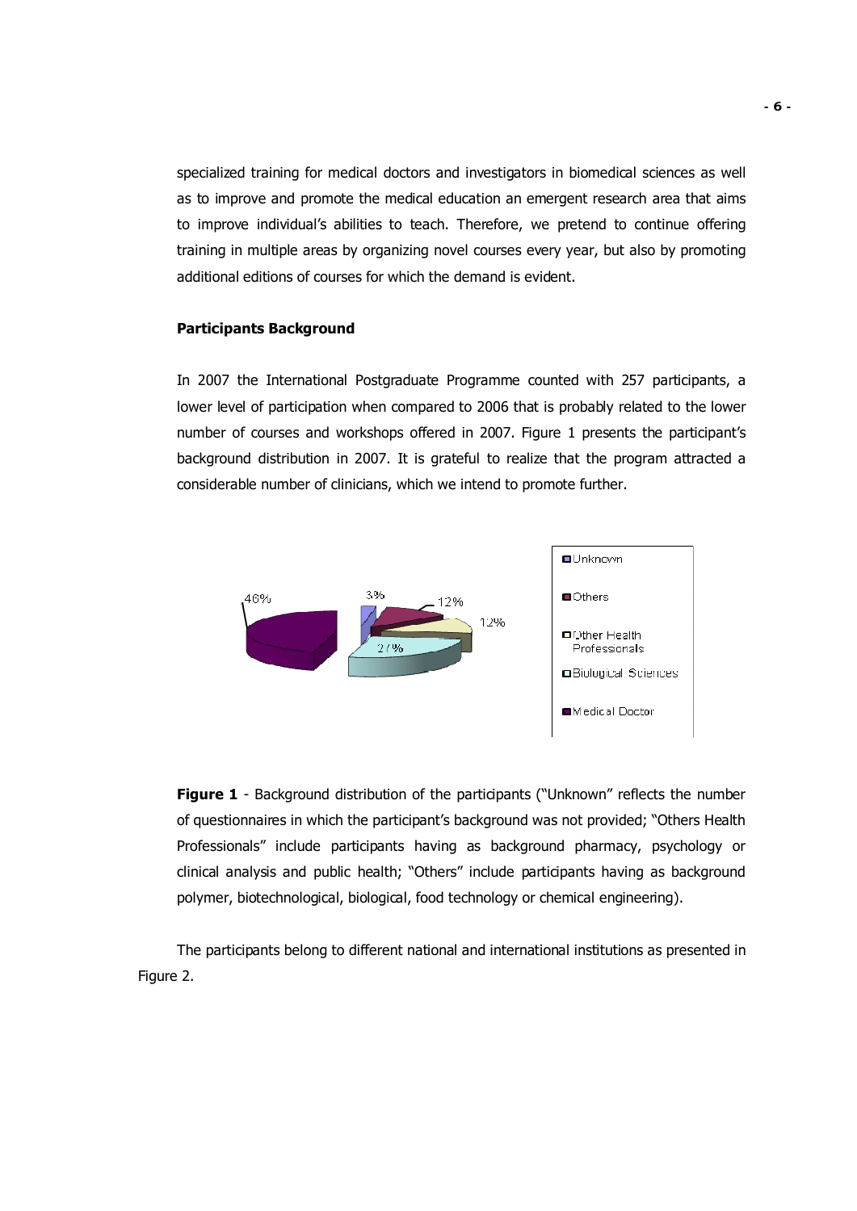specialized training for medical doctors and investigators in biomedical sciences as well as to improve and promote the medical education an emergent research area that aims to improve individual's abilities to teach. Therefore, we pretend to continue offering training in multiple areas by organizing novel courses every year, but also by promoting additional editions of courses for which the demand is evident.

**Participants Background**

In 2007 the International Postgraduate Programme counted with 257 participants, a lower level of participation when compared to 2006 that is probably related to the lower number of courses and workshops offered in 2007. Figure 1 presents the participant's background distribution in 2007. It is grateful to realize that the program attracted a considerable number of clinicians, which we intend to promote further.

**Figure 1** - Background distribution of the participants ("Unknown" reflects the number of questionnaires in which the participant's background was not provided; "Others Health Professionals" include participants having as background pharmacy, psychology or clinical analysis and public health; "Others" include participants having as background polymer, biotechnological, biological, food technology or chemical engineering).

The participants belong to different national and international institutions as presented in Figure 2.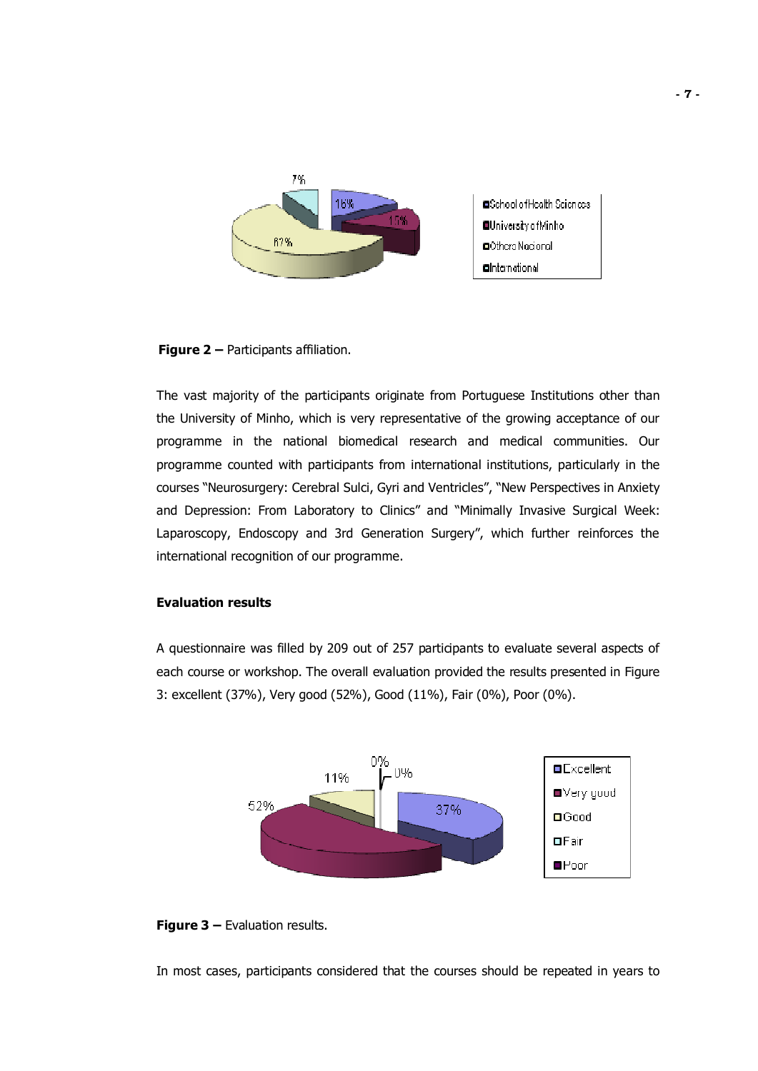**Figure 2 –** Participants affiliation.

The vast majority of the participants originate from Portuguese Institutions other than the University of Minho, which is very representative of the growing acceptance of our programme in the national biomedical research and medical communities. Our programme counted with participants from international institutions, particularly in the courses "Neurosurgery: Cerebral Sulci, Gyri and Ventricles", "New Perspectives in Anxiety and Depression: From Laboratory to Clinics" and "Minimally Invasive Surgical Week: Laparoscopy, Endoscopy and 3rd Generation Surgery", which further reinforces the international recognition of our programme.

**Evaluation results**

A questionnaire was filled by 209 out of 257 participants to evaluate several aspects of each course or workshop. The overall evaluation provided the results presented in Figure 3: excellent (37%), Very good (52%), Good (11%), Fair (0%), Poor (0%).

**Figure 3 –** Evaluation results.

In most cases, participants considered that the courses should be repeated in years to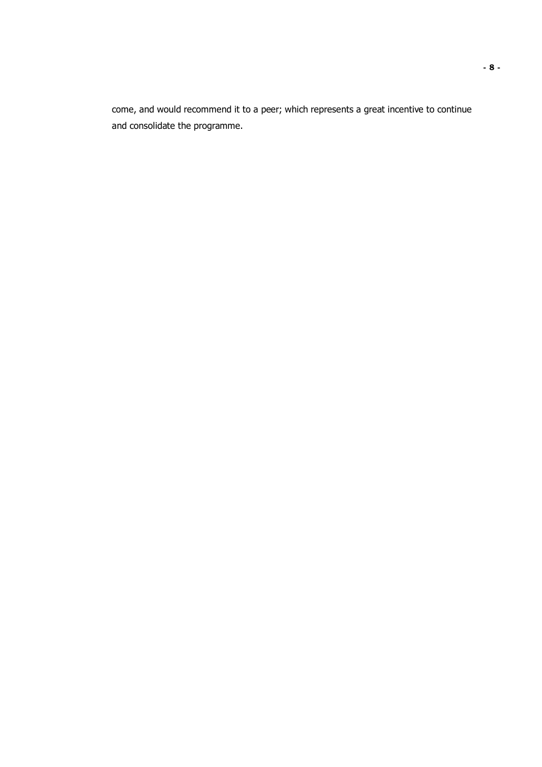come, and would recommend it to a peer; which represents a great incentive to continue and consolidate the programme.